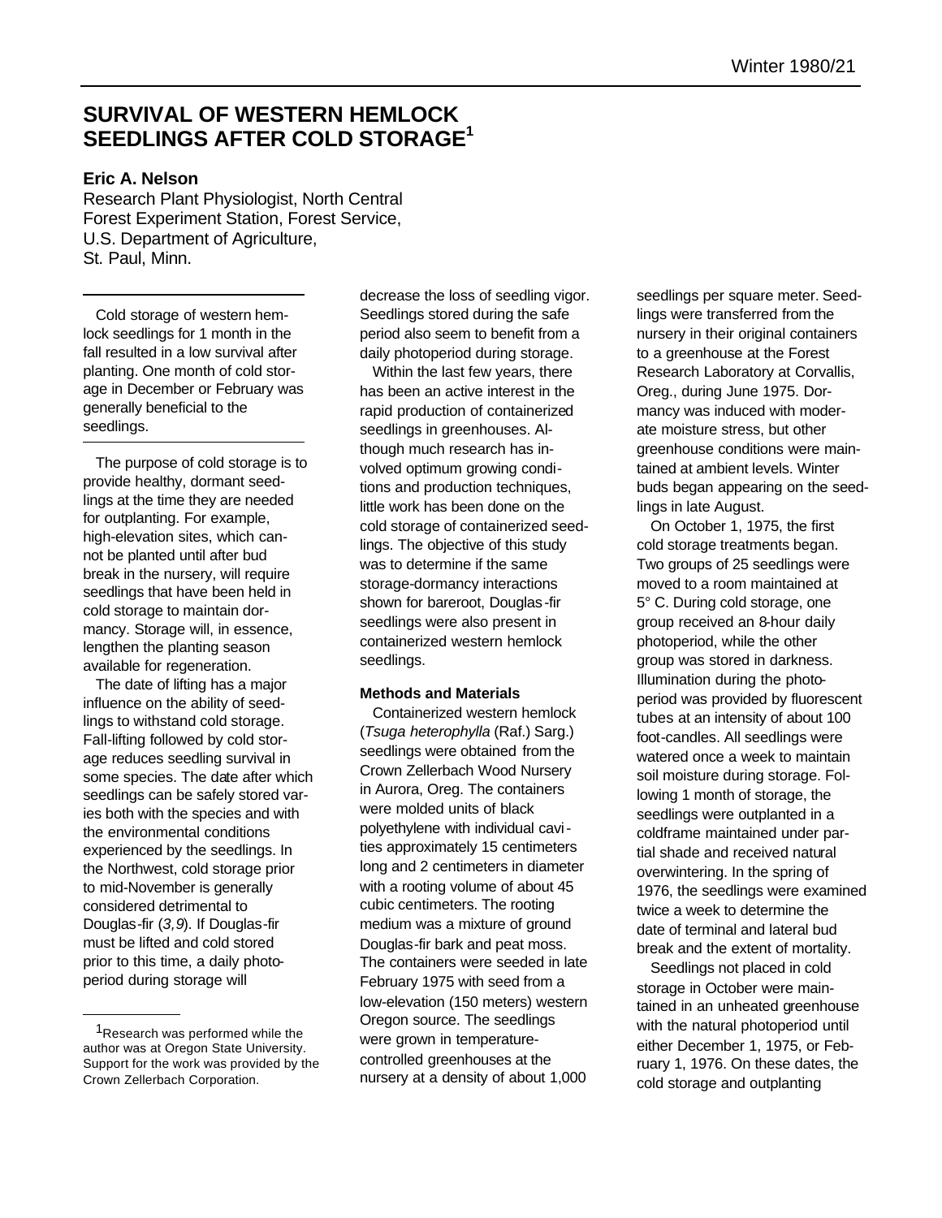# SURVIVAL OF WESTERN HEMLOCK SEEDLINGS AFTER COLD STORAGE[1]

**Eric A. Nelson**

Research Plant Physiologist, North Central Forest Experiment Station, Forest Service, U.S. Department of Agriculture, St. Paul, Minn.

Cold storage of western hemlock seedlings for 1 month in the fall resulted in a low survival after planting. One month of cold storage in December or February was generally beneficial to the seedlings.

The purpose of cold storage is to provide healthy, dormant seedlings at the time they are needed for outplanting. For example, high-elevation sites, which cannot be planted until after bud break in the nursery, will require seedlings that have been held in cold storage to maintain dormancy. Storage will, in essence, lengthen the planting season available for regeneration.

The date of lifting has a major influence on the ability of seedlings to withstand cold storage. Fall-lifting followed by cold storage reduces seedling survival in some species. The date after which seedlings can be safely stored varies both with the species and with the environmental conditions experienced by the seedlings. In the Northwest, cold storage prior to mid-November is generally considered detrimental to Douglas-fir (*3,9*). If Douglas-fir must be lifted and cold stored prior to this time, a daily photoperiod during storage will decrease the loss of seedling vigor. Seedlings stored during the safe period also seem to benefit from a daily photoperiod during storage.

Within the last few years, there has been an active interest in the rapid production of containerized seedlings in greenhouses. Although much research has involved optimum growing conditions and production techniques, little work has been done on the cold storage of containerized seedlings. The objective of this study was to determine if the same storage-dormancy interactions shown for bareroot, Douglas-fir seedlings were also present in containerized western hemlock seedlings.

### Methods and Materials

Containerized western hemlock (*Tsuga heterophylla* (Raf.) Sarg.) seedlings were obtained from the Crown Zellerbach Wood Nursery in Aurora, Oreg. The containers were molded units of black polyethylene with individual cavities approximately 15 centimeters long and 2 centimeters in diameter with a rooting volume of about 45 cubic centimeters. The rooting medium was a mixture of ground Douglas-fir bark and peat moss. The containers were seeded in late February 1975 with seed from a low-elevation (150 meters) western Oregon source. The seedlings were grown in temperature-controlled greenhouses at the nursery at a density of about 1,000 seedlings per square meter. Seedlings were transferred from the nursery in their original containers to a greenhouse at the Forest Research Laboratory at Corvallis, Oreg., during June 1975. Dormancy was induced with moderate moisture stress, but other greenhouse conditions were maintained at ambient levels. Winter buds began appearing on the seedlings in late August.

On October 1, 1975, the first cold storage treatments began. Two groups of 25 seedlings were moved to a room maintained at 5° C. During cold storage, one group received an 8-hour daily photoperiod, while the other group was stored in darkness. Illumination during the photoperiod was provided by fluorescent tubes at an intensity of about 100 foot-candles. All seedlings were watered once a week to maintain soil moisture during storage. Following 1 month of storage, the seedlings were outplanted in a coldframe maintained under partial shade and received natural overwintering. In the spring of 1976, the seedlings were examined twice a week to determine the date of terminal and lateral bud break and the extent of mortality.

Seedlings not placed in cold storage in October were maintained in an unheated greenhouse with the natural photoperiod until either December 1, 1975, or February 1, 1976. On these dates, the cold storage and outplanting

[1] Research was performed while the author was at Oregon State University. Support for the work was provided by the Crown Zellerbach Corporation.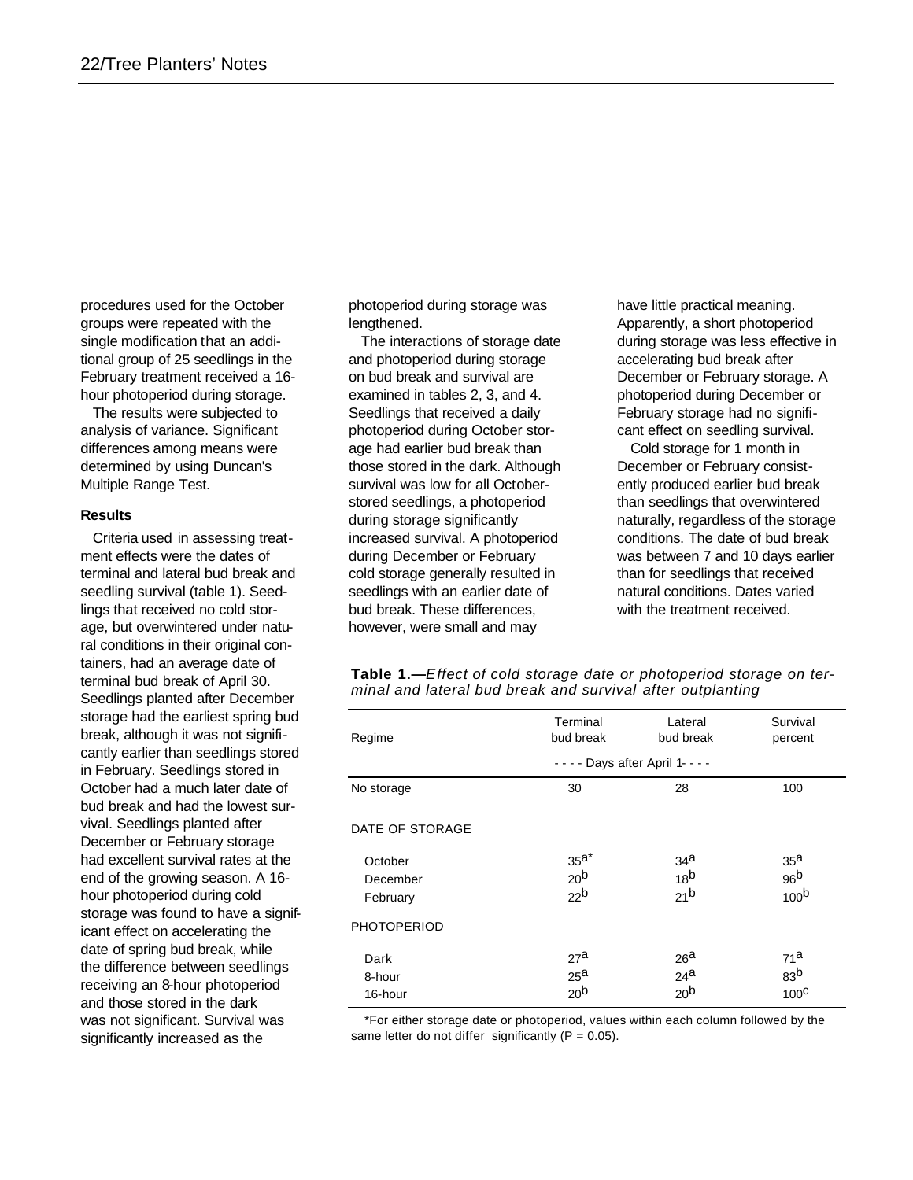procedures used for the October groups were repeated with the single modification that an additional group of 25 seedlings in the February treatment received a 16-hour photoperiod during storage.

The results were subjected to analysis of variance. Significant differences among means were determined by using Duncan's Multiple Range Test.

### Results

Criteria used in assessing treatment effects were the dates of terminal and lateral bud break and seedling survival (table 1). Seedlings that received no cold storage, but overwintered under natural conditions in their original containers, had an average date of terminal bud break of April 30. Seedlings planted after December storage had the earliest spring bud break, although it was not significantly earlier than seedlings stored in February. Seedlings stored in October had a much later date of bud break and had the lowest survival. Seedlings planted after December or February storage had excellent survival rates at the end of the growing season. A 16-hour photoperiod during cold storage was found to have a significant effect on accelerating the date of spring bud break, while the difference between seedlings receiving an 8-hour photoperiod and those stored in the dark was not significant. Survival was significantly increased as the photoperiod during storage was lengthened.

The interactions of storage date and photoperiod during storage on bud break and survival are examined in tables 2, 3, and 4. Seedlings that received a daily photoperiod during October storage had earlier bud break than those stored in the dark. Although survival was low for all October-stored seedlings, a photoperiod during storage significantly increased survival. A photoperiod during December or February cold storage generally resulted in seedlings with an earlier date of bud break. These differences, however, were small and may have little practical meaning. Apparently, a short photoperiod during storage was less effective in accelerating bud break after December or February storage. A photoperiod during December or February storage had no significant effect on seedling survival.

Cold storage for 1 month in December or February consistently produced earlier bud break than seedlings that overwintered naturally, regardless of the storage conditions. The date of bud break was between 7 and 10 days earlier than for seedlings that received natural conditions. Dates varied with the treatment received.

**Table 1.**—*Effect of cold storage date or photoperiod storage on terminal and lateral bud break and survival after outplanting*

| Regime | Terminal bud break | Lateral bud break | Survival percent |
|---|---|---|---|
| | - - - - Days after April 1- - - - | | |
| No storage | 30 | 28 | 100 |
| DATE OF STORAGE | | | |
| October | 35[a]* | 34[a] | 35[a] |
| December | 20[b] | 18[b] | 96[b] |
| February | 22[b] | 21[b] | 100[b] |
| PHOTOPERIOD | | | |
| Dark | 27[a] | 26[a] | 71[a] |
| 8-hour | 25[a] | 24[a] | 83[b] |
| 16-hour | 20[b] | 20[b] | 100[c] |

*For either storage date or photoperiod, values within each column followed by the same letter do not differ significantly ($P = 0.05$).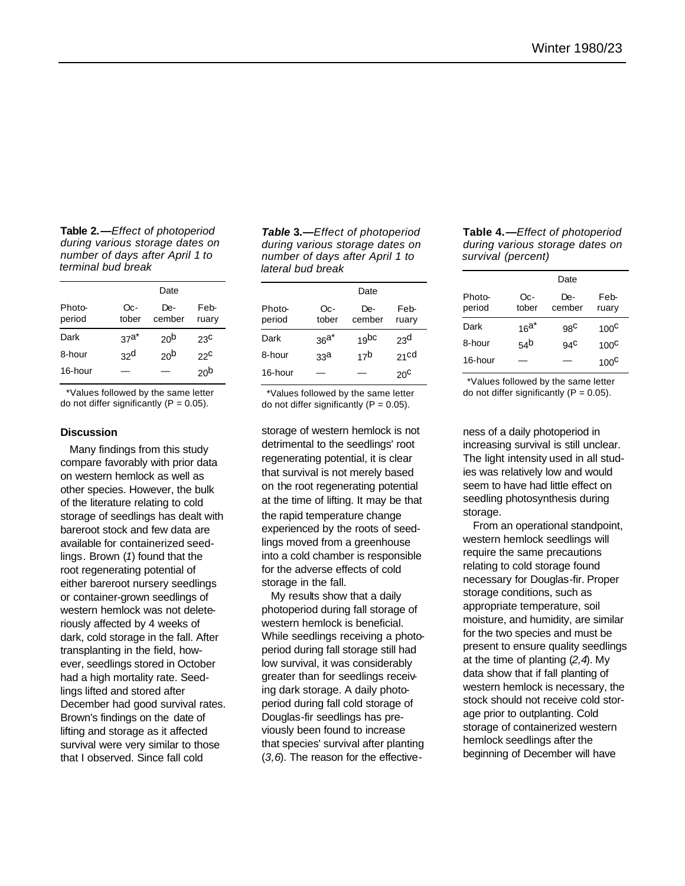**Table 2.**—*Effect of photoperiod during various storage dates on number of days after April 1 to terminal bud break*

| Photoperiod | Date | | |
|---|---|---|---|
| | October | December | February |
| Dark | 37[a*] | 20[b] | 23[c] |
| 8-hour | 32[d] | 20[b] | 22[c] |
| 16-hour | — | — | 20[b] |

*Values followed by the same letter do not differ significantly (P = 0.05).

***Table*** **3.**—*Effect of photoperiod during various storage dates on number of days after April 1 to lateral bud break*

| Photoperiod | Date | | |
|---|---|---|---|
| | October | December | February |
| Dark | 36[a*] | 19[bc] | 23[d] |
| 8-hour | 33[a] | 17[b] | 21[cd] |
| 16-hour | — | — | 20[c] |

*Values followed by the same letter do not differ significantly (P = 0.05).

**Table 4.**—*Effect of photoperiod during various storage dates on survival (percent)*

| Photoperiod | Date | | |
|---|---|---|---|
| | October | December | February |
| Dark | 16[a*] | 98[c] | 100[c] |
| 8-hour | 54[b] | 94[c] | 100[c] |
| 16-hour | — | — | 100[c] |

*Values followed by the same letter do not differ significantly (P = 0.05).

### Discussion

Many findings from this study compare favorably with prior data on western hemlock as well as other species. However, the bulk of the literature relating to cold storage of seedlings has dealt with bareroot stock and few data are available for containerized seedlings. Brown (*1*) found that the root regenerating potential of either bareroot nursery seedlings or container-grown seedlings of western hemlock was not deleteriously affected by 4 weeks of dark, cold storage in the fall. After transplanting in the field, however, seedlings stored in October had a high mortality rate. Seedlings lifted and stored after December had good survival rates. Brown's findings on the date of lifting and storage as it affected survival were very similar to those that I observed. Since fall cold storage of western hemlock is not detrimental to the seedlings' root regenerating potential, it is clear that survival is not merely based on the root regenerating potential at the time of lifting. It may be that the rapid temperature change experienced by the roots of seedlings moved from a greenhouse into a cold chamber is responsible for the adverse effects of cold storage in the fall.

My results show that a daily photoperiod during fall storage of western hemlock is beneficial. While seedlings receiving a photoperiod during fall storage still had low survival, it was considerably greater than for seedlings receiving dark storage. A daily photoperiod during fall cold storage of Douglas-fir seedlings has previously been found to increase that species' survival after planting (*3,6*). The reason for the effectiveness of a daily photoperiod in increasing survival is still unclear. The light intensity used in all studies was relatively low and would seem to have had little effect on seedling photosynthesis during storage.

From an operational standpoint, western hemlock seedlings will require the same precautions relating to cold storage found necessary for Douglas-fir. Proper storage conditions, such as appropriate temperature, soil moisture, and humidity, are similar for the two species and must be present to ensure quality seedlings at the time of planting (*2,4*). My data show that if fall planting of western hemlock is necessary, the stock should not receive cold storage prior to outplanting. Cold storage of containerized western hemlock seedlings after the beginning of December will have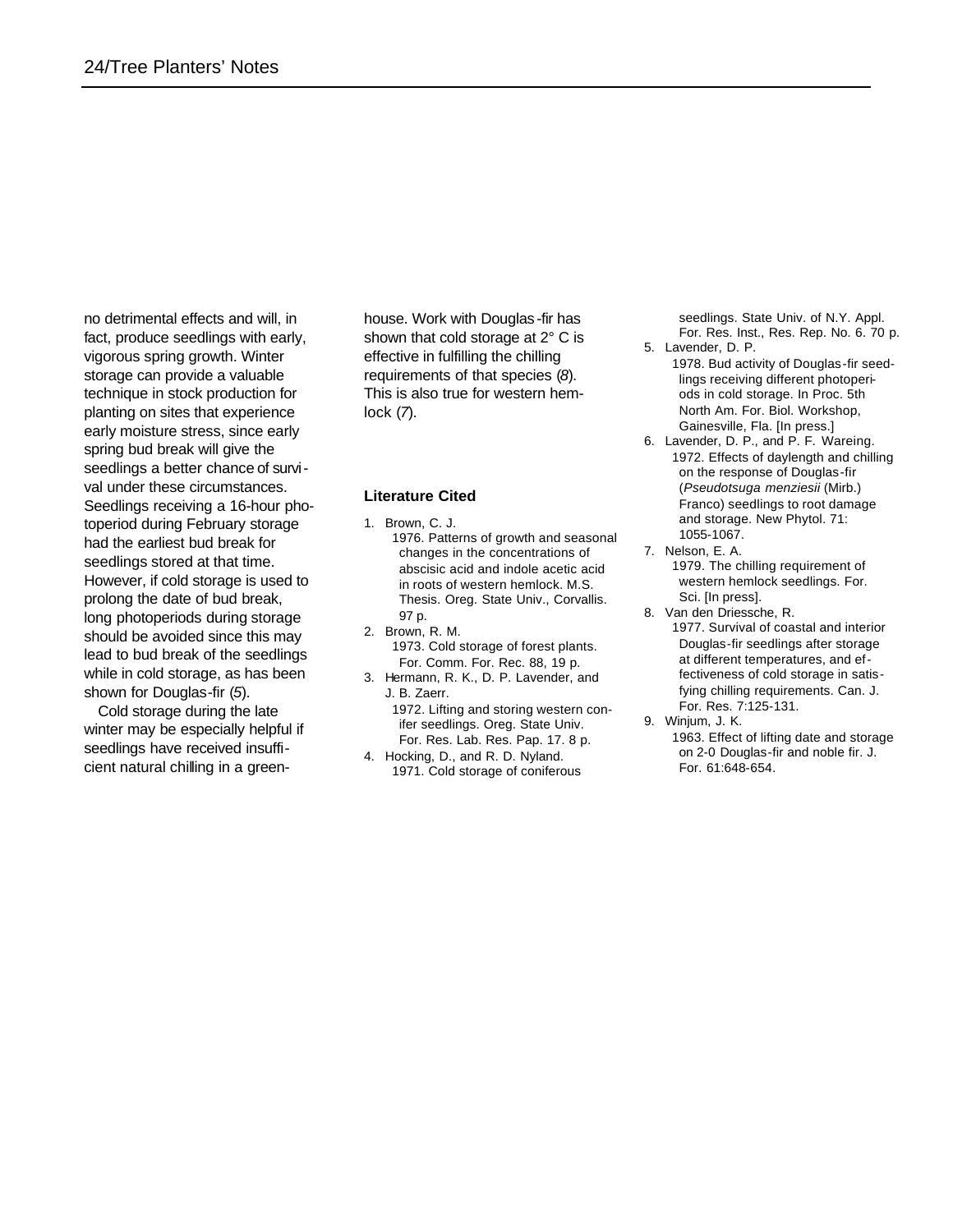no detrimental effects and will, in fact, produce seedlings with early, vigorous spring growth. Winter storage can provide a valuable technique in stock production for planting on sites that experience early moisture stress, since early spring bud break will give the seedlings a better chance of survival under these circumstances. Seedlings receiving a 16-hour photoperiod during February storage had the earliest bud break for seedlings stored at that time. However, if cold storage is used to prolong the date of bud break, long photoperiods during storage should be avoided since this may lead to bud break of the seedlings while in cold storage, as has been shown for Douglas-fir (*5*).

Cold storage during the late winter may be especially helpful if seedlings have received insufficient natural chilling in a greenhouse. Work with Douglas-fir has shown that cold storage at 2° C is effective in fulfilling the chilling requirements of that species (*8*). This is also true for western hemlock (*7*).

### Literature Cited

1. Brown, C. J.
   1976. Patterns of growth and seasonal changes in the concentrations of abscisic acid and indole acetic acid in roots of western hemlock. M.S. Thesis. Oreg. State Univ., Corvallis. 97 p.
2. Brown, R. M.
   1973. Cold storage of forest plants. For. Comm. For. Rec. 88, 19 p.
3. Hermann, R. K., D. P. Lavender, and J. B. Zaerr.
   1972. Lifting and storing western conifer seedlings. Oreg. State Univ. For. Res. Lab. Res. Pap. 17. 8 p.
4. Hocking, D., and R. D. Nyland.
   1971. Cold storage of coniferous seedlings. State Univ. of N.Y. Appl. For. Res. Inst., Res. Rep. No. 6. 70 p.
5. Lavender, D. P.
   1978. Bud activity of Douglas-fir seedlings receiving different photoperiods in cold storage. In Proc. 5th North Am. For. Biol. Workshop, Gainesville, Fla. [In press.]
6. Lavender, D. P., and P. F. Wareing.
   1972. Effects of daylength and chilling on the response of Douglas-fir (*Pseudotsuga menziesii* (Mirb.) Franco) seedlings to root damage and storage. New Phytol. 71: 1055-1067.
7. Nelson, E. A.
   1979. The chilling requirement of western hemlock seedlings. For. Sci. [In press].
8. Van den Driessche, R.
   1977. Survival of coastal and interior Douglas-fir seedlings after storage at different temperatures, and effectiveness of cold storage in satisfying chilling requirements. Can. J. For. Res. 7:125-131.
9. Winjum, J. K.
   1963. Effect of lifting date and storage on 2-0 Douglas-fir and noble fir. J. For. 61:648-654.